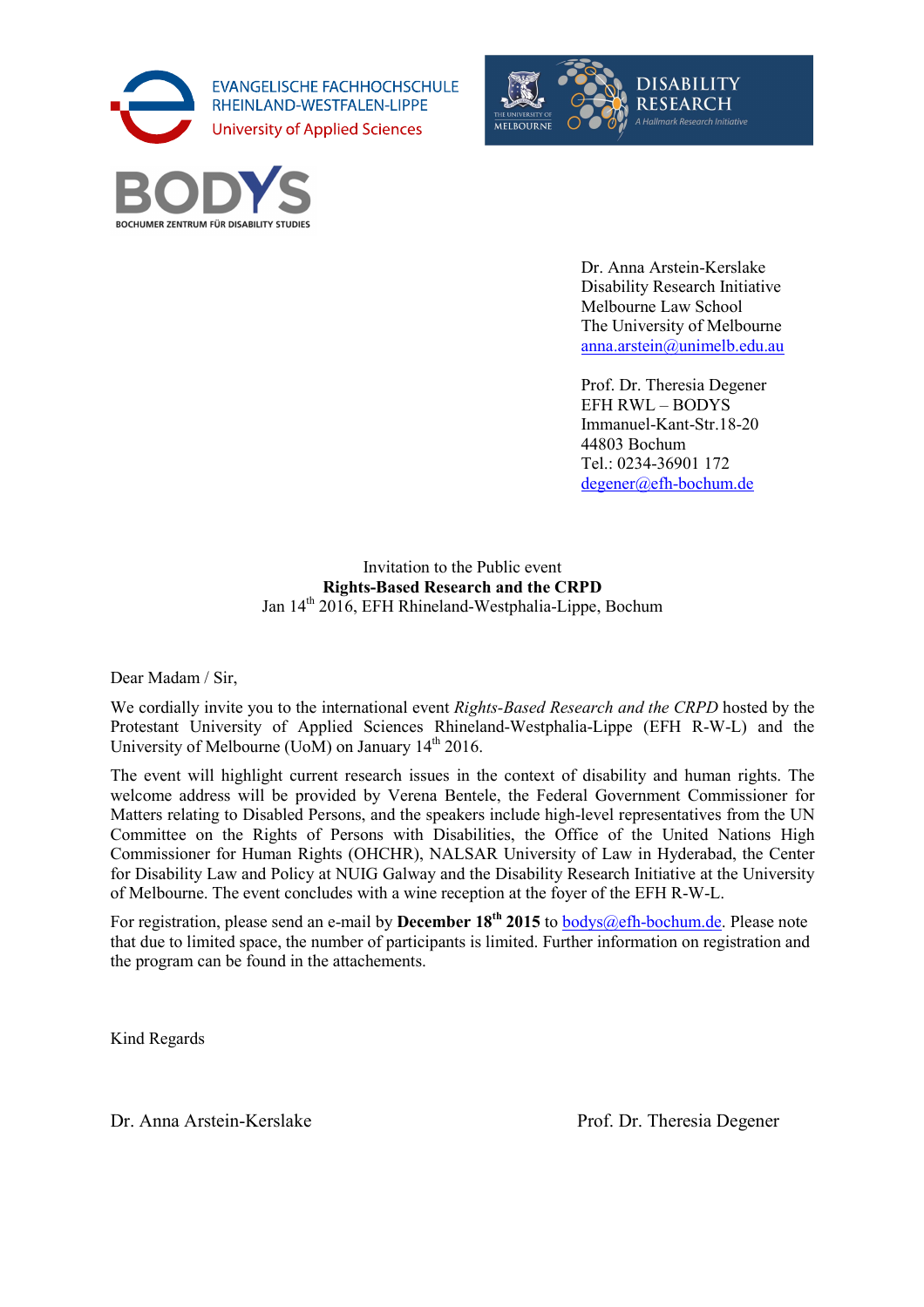EVANGELISCHE FACHHOCHSCHULE
RHEINLAND-WESTFALEN-LIPPE
University of Applied Sciences

THE UNIVERSITY OF MELBOURNE
DISABILITY RESEARCH
A Hallmark Research Initiative

BODYS
BOCHUMER ZENTRUM FÜR DISABILITY STUDIES

Dr. Anna Arstein-Kerslake
Disability Research Initiative
Melbourne Law School
The University of Melbourne
anna.arstein@unimelb.edu.au

Prof. Dr. Theresia Degener
EFH RWL – BODYS
Immanuel-Kant-Str.18-20
44803 Bochum
Tel.: 0234-36901 172
degener@efh-bochum.de

Invitation to the Public event
**Rights-Based Research and the CRPD**
Jan 14th 2016, EFH Rhineland-Westphalia-Lippe, Bochum

Dear Madam / Sir,

We cordially invite you to the international event *Rights-Based Research and the CRPD* hosted by the Protestant University of Applied Sciences Rhineland-Westphalia-Lippe (EFH R-W-L) and the University of Melbourne (UoM) on January 14th 2016.

The event will highlight current research issues in the context of disability and human rights. The welcome address will be provided by Verena Bentele, the Federal Government Commissioner for Matters relating to Disabled Persons, and the speakers include high-level representatives from the UN Committee on the Rights of Persons with Disabilities, the Office of the United Nations High Commissioner for Human Rights (OHCHR), NALSAR University of Law in Hyderabad, the Center for Disability Law and Policy at NUIG Galway and the Disability Research Initiative at the University of Melbourne. The event concludes with a wine reception at the foyer of the EFH R-W-L.

For registration, please send an e-mail by **December 18th 2015** to bodys@efh-bochum.de. Please note that due to limited space, the number of participants is limited. Further information on registration and the program can be found in the attachements.

Kind Regards

Dr. Anna Arstein-Kerslake

Prof. Dr. Theresia Degener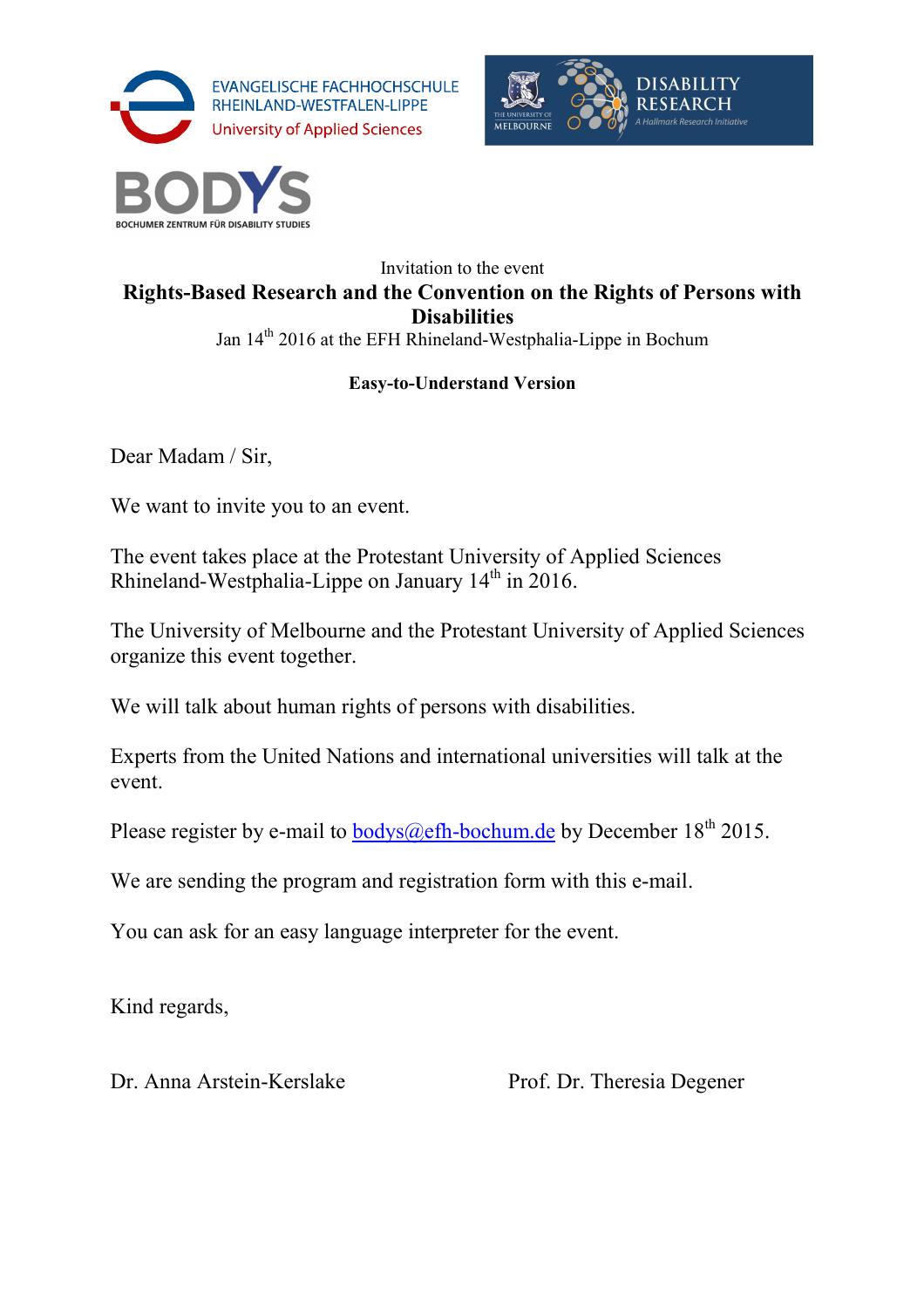Invitation to the event

# Rights-Based Research and the Convention on the Rights of Persons with Disabilities

Jan 14th 2016 at the EFH Rhineland-Westphalia-Lippe in Bochum

**Easy-to-Understand Version**

Dear Madam / Sir,

We want to invite you to an event.

The event takes place at the Protestant University of Applied Sciences Rhineland-Westphalia-Lippe on January 14th in 2016.

The University of Melbourne and the Protestant University of Applied Sciences organize this event together.

We will talk about human rights of persons with disabilities.

Experts from the United Nations and international universities will talk at the event.

Please register by e-mail to bodys@efh-bochum.de by December 18th 2015.

We are sending the program and registration form with this e-mail.

You can ask for an easy language interpreter for the event.

Kind regards,

Dr. Anna Arstein-Kerslake

Prof. Dr. Theresia Degener